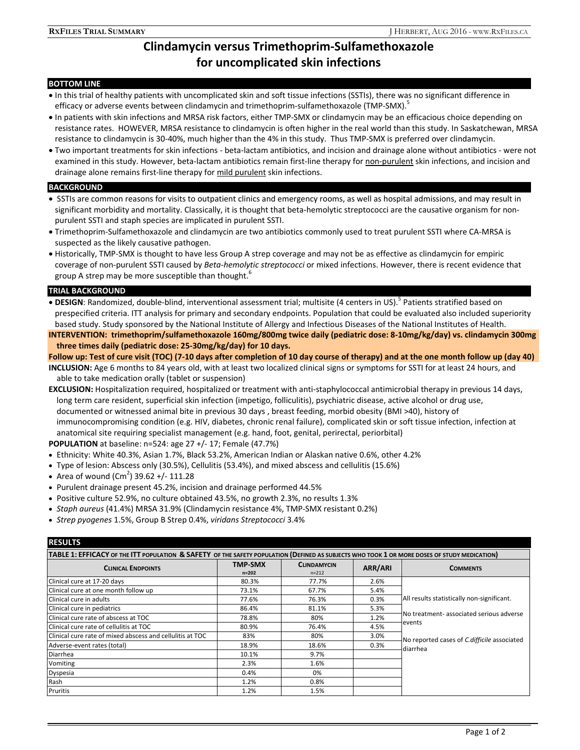# Clindamycin versus Trimethoprim-Sulfamethoxazole for uncomplicated skin infections

## BOTTOM LINE

- In this trial of healthy patients with uncomplicated skin and soft tissue infections (SSTIs), there was no significant difference in efficacy or adverse events between clindamycin and trimethoprim-sulfamethoxazole (TMP-SMX).[5]
- In patients with skin infections and MRSA risk factors, either TMP-SMX or clindamycin may be an efficacious choice depending on resistance rates. HOWEVER, MRSA resistance to clindamycin is often higher in the real world than this study. In Saskatchewan, MRSA resistance to clindamycin is 30-40%, much higher than the 4% in this study. Thus TMP-SMX is preferred over clindamycin.
- Two important treatments for skin infections - beta-lactam antibiotics, and incision and drainage alone without antibiotics - were not examined in this study. However, beta-lactam antibiotics remain first-line therapy for non-purulent skin infections, and incision and drainage alone remains first-line therapy for mild purulent skin infections.

## BACKGROUND

- SSTIs are common reasons for visits to outpatient clinics and emergency rooms, as well as hospital admissions, and may result in significant morbidity and mortality. Classically, it is thought that beta-hemolytic streptococci are the causative organism for non-purulent SSTI and staph species are implicated in purulent SSTI.
- Trimethoprim-Sulfamethoxazole and clindamycin are two antibiotics commonly used to treat purulent SSTI where CA-MRSA is suspected as the likely causative pathogen.
- Historically, TMP-SMX is thought to have less Group A strep coverage and may not be as effective as clindamycin for empiric coverage of non-purulent SSTI caused by *Beta-hemolytic streptococci* or mixed infections. However, there is recent evidence that group A strep may be more susceptible than thought.[6]

## TRIAL BACKGROUND

- **DESIGN**: Randomized, double-blind, interventional assessment trial; multisite (4 centers in US).[5] Patients stratified based on prespecified criteria. ITT analysis for primary and secondary endpoints. Population that could be evaluated also included superiority based study. Study sponsored by the National Institute of Allergy and Infectious Diseases of the National Institutes of Health.

**INTERVENTION: trimethoprim/sulfamethoxazole 160mg/800mg twice daily (pediatric dose: 8-10mg/kg/day) vs. clindamycin 300mg three times daily (pediatric dose: 25-30mg/kg/day) for 10 days.**

**Follow up: Test of cure visit (TOC) (7-10 days after completion of 10 day course of therapy) and at the one month follow up (day 40)**

**INCLUSION:** Age 6 months to 84 years old, with at least two localized clinical signs or symptoms for SSTI for at least 24 hours, and able to take medication orally (tablet or suspension)

**EXCLUSION:** Hospitalization required, hospitalized or treatment with anti-staphylococcal antimicrobial therapy in previous 14 days, long term care resident, superficial skin infection (impetigo, folliculitis), psychiatric disease, active alcohol or drug use, documented or witnessed animal bite in previous 30 days , breast feeding, morbid obesity (BMI >40), history of immunocompromising condition (e.g. HIV, diabetes, chronic renal failure), complicated skin or soft tissue infection, infection at anatomical site requiring specialist management (e.g. hand, foot, genital, perirectal, periorbital)

**POPULATION** at baseline: n=524: age 27 +/- 17; Female (47.7%)

- Ethnicity: White 40.3%, Asian 1.7%, Black 53.2%, American Indian or Alaskan native 0.6%, other 4.2%
- Type of lesion: Abscess only (30.5%), Cellulitis (53.4%), and mixed abscess and cellulitis (15.6%)
- Area of wound ($Cm^2$) 39.62 +/- 111.28
- Purulent drainage present 45.2%, incision and drainage performed 44.5%
- Positive culture 52.9%, no culture obtained 43.5%, no growth 2.3%, no results 1.3%
- *Staph aureus* (41.4%) MRSA 31.9% (Clindamycin resistance 4%, TMP-SMX resistant 0.2%)
- *Strep pyogenes* 1.5%, Group B Strep 0.4%, *viridans Streptococci* 3.4%

## RESULTS

**TABLE 1: EFFICACY OF THE ITT POPULATION & SAFETY OF THE SAFETY POPULATION (DEFINED AS SUBJECTS WHO TOOK 1 OR MORE DOSES OF STUDY MEDICATION)**

| CLINICAL ENDPOINTS | TMP-SMX n=202 | CLINDAMYCIN n=212 | ARR/ARI | COMMENTS |
|---|---|---|---|---|
| Clinical cure at 17-20 days | 80.3% | 77.7% | 2.6% | All results statistically non-significant. No treatment- associated serious adverse events. No reported cases of *C.difficile* associated diarrhea |
| Clinical cure at one month follow up | 73.1% | 67.7% | 5.4% | |
| Clinical cure in adults | 77.6% | 76.3% | 0.3% | |
| Clinical cure in pediatrics | 86.4% | 81.1% | 5.3% | |
| Clinical cure rate of abscess at TOC | 78.8% | 80% | 1.2% | |
| Clinical cure rate of cellulitis at TOC | 80.9% | 76.4% | 4.5% | |
| Clinical cure rate of mixed abscess and cellulitis at TOC | 83% | 80% | 3.0% | |
| Adverse-event rates (total) | 18.9% | 18.6% | 0.3% | |
| Diarrhea | 10.1% | 9.7% | | |
| Vomiting | 2.3% | 1.6% | | |
| Dyspesia | 0.4% | 0% | | |
| Rash | 1.2% | 0.8% | | |
| Pruritis | 1.2% | 1.5% | | |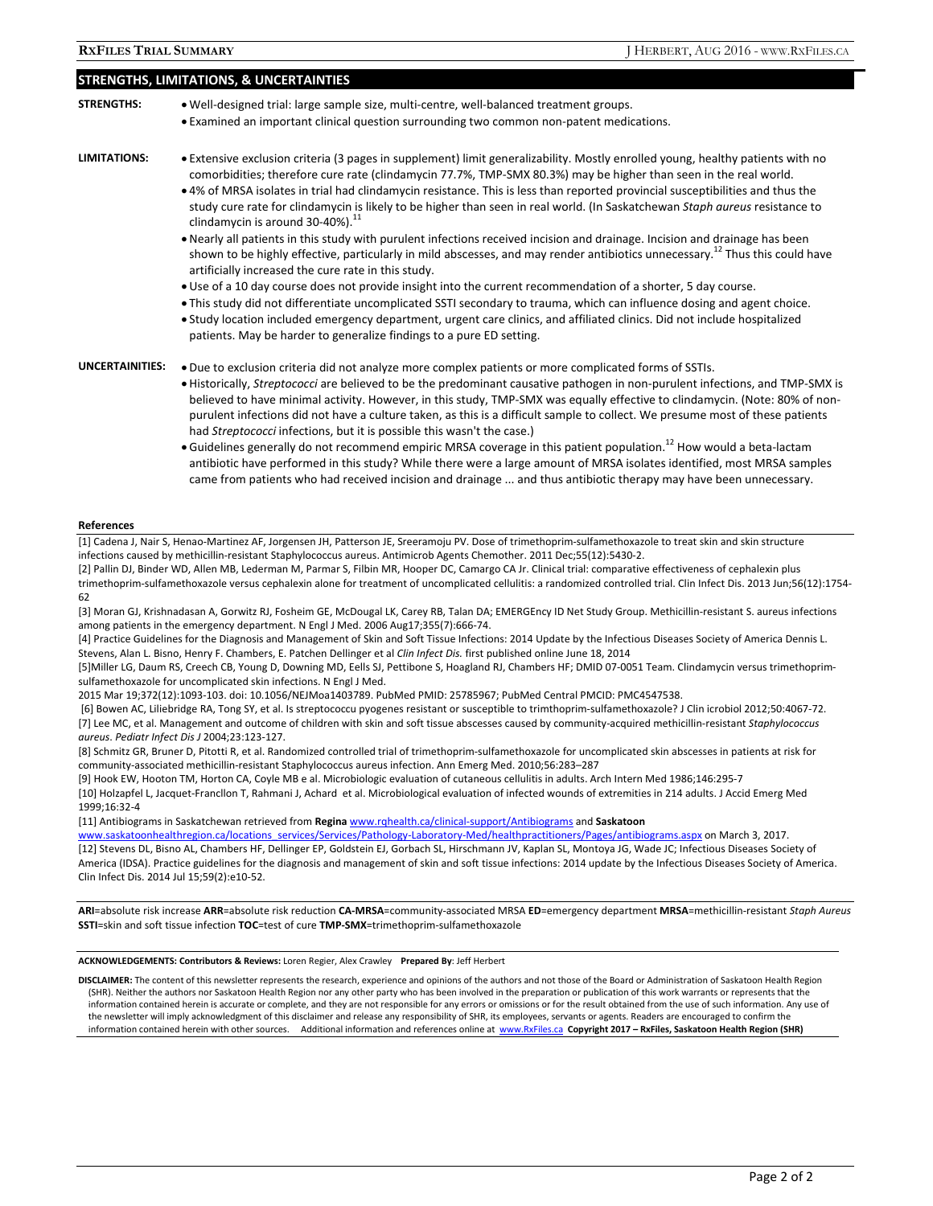## STRENGTHS, LIMITATIONS, & UNCERTAINTIES

**STRENGTHS:**

- Well-designed trial: large sample size, multi-centre, well-balanced treatment groups.
- Examined an important clinical question surrounding two common non-patent medications.

**LIMITATIONS:**

- Extensive exclusion criteria (3 pages in supplement) limit generalizability. Mostly enrolled young, healthy patients with no comorbidities; therefore cure rate (clindamycin 77.7%, TMP-SMX 80.3%) may be higher than seen in the real world.
- 4% of MRSA isolates in trial had clindamycin resistance. This is less than reported provincial susceptibilities and thus the study cure rate for clindamycin is likely to be higher than seen in real world. (In Saskatchewan *Staph aureus* resistance to clindamycin is around 30-40%).[11]
- Nearly all patients in this study with purulent infections received incision and drainage. Incision and drainage has been shown to be highly effective, particularly in mild abscesses, and may render antibiotics unnecessary.[12] Thus this could have artificially increased the cure rate in this study.
- Use of a 10 day course does not provide insight into the current recommendation of a shorter, 5 day course.
- This study did not differentiate uncomplicated SSTI secondary to trauma, which can influence dosing and agent choice.
- Study location included emergency department, urgent care clinics, and affiliated clinics. Did not include hospitalized patients. May be harder to generalize findings to a pure ED setting.

**UNCERTAINITIES:**

- Due to exclusion criteria did not analyze more complex patients or more complicated forms of SSTIs.
- Historically, *Streptococci* are believed to be the predominant causative pathogen in non-purulent infections, and TMP-SMX is believed to have minimal activity. However, in this study, TMP-SMX was equally effective to clindamycin. (Note: 80% of non-purulent infections did not have a culture taken, as this is a difficult sample to collect. We presume most of these patients had *Streptococci* infections, but it is possible this wasn't the case.)
- Guidelines generally do not recommend empiric MRSA coverage in this patient population.[12] How would a beta-lactam antibiotic have performed in this study? While there were a large amount of MRSA isolates identified, most MRSA samples came from patients who had received incision and drainage ... and thus antibiotic therapy may have been unnecessary.

**References**

[1] Cadena J, Nair S, Henao-Martinez AF, Jorgensen JH, Patterson JE, Sreeramoju PV. Dose of trimethoprim-sulfamethoxazole to treat skin and skin structure infections caused by methicillin-resistant Staphylococcus aureus. Antimicrob Agents Chemother. 2011 Dec;55(12):5430-2.

[2] Pallin DJ, Binder WD, Allen MB, Lederman M, Parmar S, Filbin MR, Hooper DC, Camargo CA Jr. Clinical trial: comparative effectiveness of cephalexin plus trimethoprim-sulfamethoxazole versus cephalexin alone for treatment of uncomplicated cellulitis: a randomized controlled trial. Clin Infect Dis. 2013 Jun;56(12):1754-62

[3] Moran GJ, Krishnadasan A, Gorwitz RJ, Fosheim GE, McDougal LK, Carey RB, Talan DA; EMERGEncy ID Net Study Group. Methicillin-resistant S. aureus infections among patients in the emergency department. N Engl J Med. 2006 Aug17;355(7):666-74.

[4] Practice Guidelines for the Diagnosis and Management of Skin and Soft Tissue Infections: 2014 Update by the Infectious Diseases Society of America Dennis L. Stevens, Alan L. Bisno, Henry F. Chambers, E. Patchen Dellinger et al *Clin Infect Dis.* first published online June 18, 2014

[5]Miller LG, Daum RS, Creech CB, Young D, Downing MD, Eells SJ, Pettibone S, Hoagland RJ, Chambers HF; DMID 07-0051 Team. Clindamycin versus trimethoprim-sulfamethoxazole for uncomplicated skin infections. N Engl J Med.
2015 Mar 19;372(12):1093-103. doi: 10.1056/NEJMoa1403789. PubMed PMID: 25785967; PubMed Central PMCID: PMC4547538.

[6] Bowen AC, Liliebridge RA, Tong SY, et al. Is streptococcu pyogenes resistant or susceptible to trimthoprim-sulfamethoxazole? J Clin icrobiol 2012;50:4067-72.

[7] Lee MC, et al. Management and outcome of children with skin and soft tissue abscesses caused by community-acquired methicillin-resistant *Staphylococcus aureus*. *Pediatr Infect Dis J* 2004;23:123-127.

[8] Schmitz GR, Bruner D, Pitotti R, et al. Randomized controlled trial of trimethoprim-sulfamethoxazole for uncomplicated skin abscesses in patients at risk for community-associated methicillin-resistant Staphylococcus aureus infection. Ann Emerg Med. 2010;56:283–287

[9] Hook EW, Hooton TM, Horton CA, Coyle MB e al. Microbiologic evaluation of cutaneous cellulitis in adults. Arch Intern Med 1986;146:295-7

[10] Holzapfel L, Jacquet-Francllon T, Rahmani J, Achard et al. Microbiological evaluation of infected wounds of extremities in 214 adults. J Accid Emerg Med 1999;16:32-4

[11] Antibiograms in Saskatchewan retrieved from **Regina** www.rqhealth.ca/clinical-support/Antibiograms and **Saskatoon** www.saskatoonhealthregion.ca/locations_services/Services/Pathology-Laboratory-Med/healthpractitioners/Pages/antibiograms.aspx on March 3, 2017.

[12] Stevens DL, Bisno AL, Chambers HF, Dellinger EP, Goldstein EJ, Gorbach SL, Hirschmann JV, Kaplan SL, Montoya JG, Wade JC; Infectious Diseases Society of America (IDSA). Practice guidelines for the diagnosis and management of skin and soft tissue infections: 2014 update by the Infectious Diseases Society of America. Clin Infect Dis. 2014 Jul 15;59(2):e10-52.

**ARI**=absolute risk increase **ARR**=absolute risk reduction **CA-MRSA**=community-associated MRSA **ED**=emergency department **MRSA**=methicillin-resistant *Staph Aureus* **SSTI**=skin and soft tissue infection **TOC**=test of cure **TMP-SMX**=trimethoprim-sulfamethoxazole

**ACKNOWLEDGEMENTS: Contributors & Reviews:** Loren Regier, Alex Crawley **Prepared By**: Jeff Herbert

**DISCLAIMER:** The content of this newsletter represents the research, experience and opinions of the authors and not those of the Board or Administration of Saskatoon Health Region (SHR). Neither the authors nor Saskatoon Health Region nor any other party who has been involved in the preparation or publication of this work warrants or represents that the information contained herein is accurate or complete, and they are not responsible for any errors or omissions or for the result obtained from the use of such information. Any use of the newsletter will imply acknowledgment of this disclaimer and release any responsibility of SHR, its employees, servants or agents. Readers are encouraged to confirm the information contained herein with other sources. Additional information and references online at www.RxFiles.ca **Copyright 2017 – RxFiles, Saskatoon Health Region (SHR)**